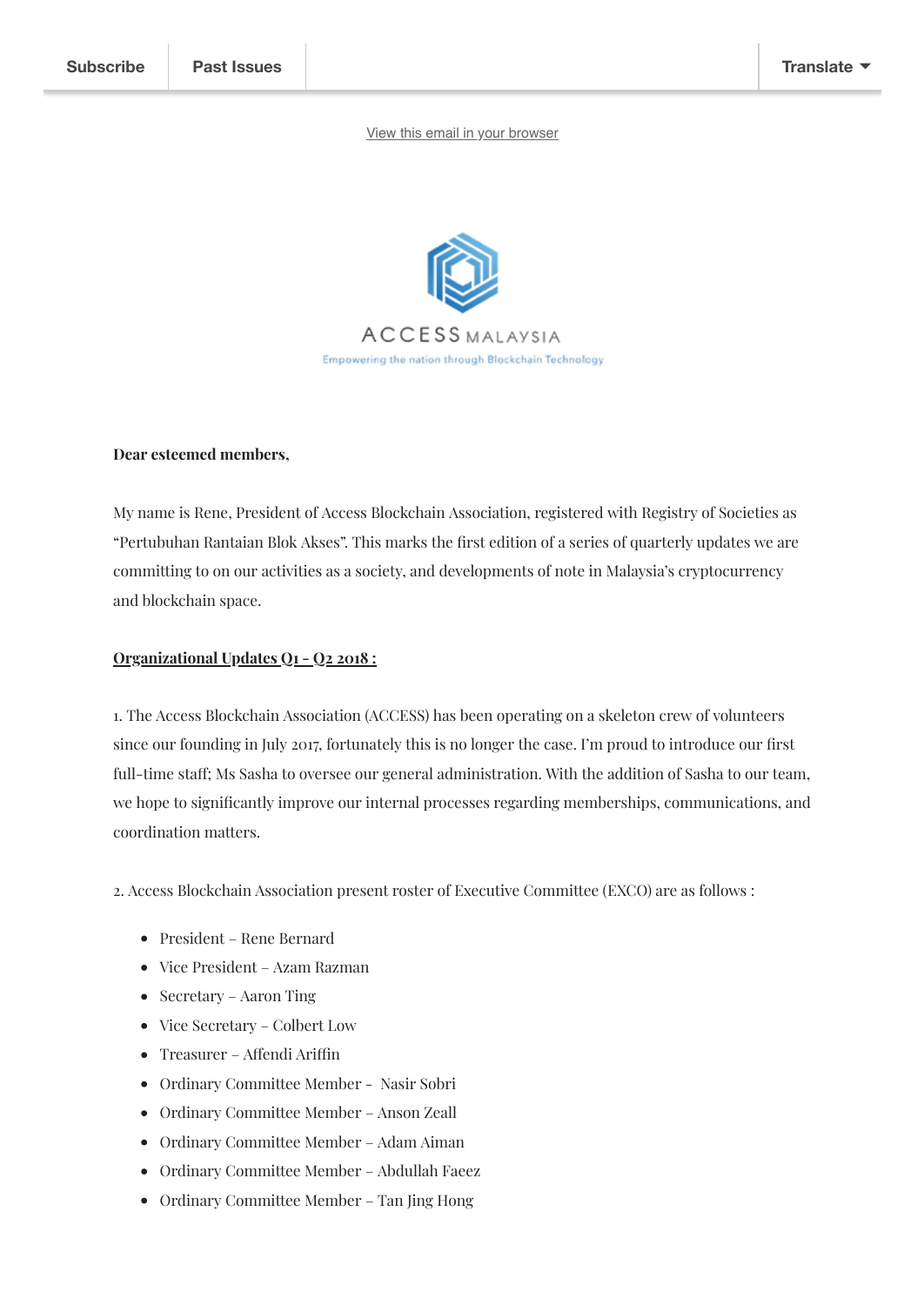Subscribe | Past Issues | Translate

View this email in your browser

ACCESS MALAYSIA

Empowering the nation through Blockchain Technology

**Dear esteemed members,**

My name is Rene, President of Access Blockchain Association, registered with Registry of Societies as "Pertubuhan Rantaian Blok Akses". This marks the first edition of a series of quarterly updates we are committing to on our activities as a society, and developments of note in Malaysia's cryptocurrency and blockchain space.

**Organizational Updates Q1 - Q2 2018 :**

1. The Access Blockchain Association (ACCESS) has been operating on a skeleton crew of volunteers since our founding in July 2017, fortunately this is no longer the case. I'm proud to introduce our first full-time staff; Ms Sasha to oversee our general administration. With the addition of Sasha to our team, we hope to significantly improve our internal processes regarding memberships, communications, and coordination matters.

2. Access Blockchain Association present roster of Executive Committee (EXCO) are as follows :

- President – Rene Bernard
- Vice President – Azam Razman
- Secretary – Aaron Ting
- Vice Secretary – Colbert Low
- Treasurer – Affendi Ariffin
- Ordinary Committee Member - Nasir Sobri
- Ordinary Committee Member – Anson Zeall
- Ordinary Committee Member – Adam Aiman
- Ordinary Committee Member – Abdullah Faeez
- Ordinary Committee Member – Tan Jing Hong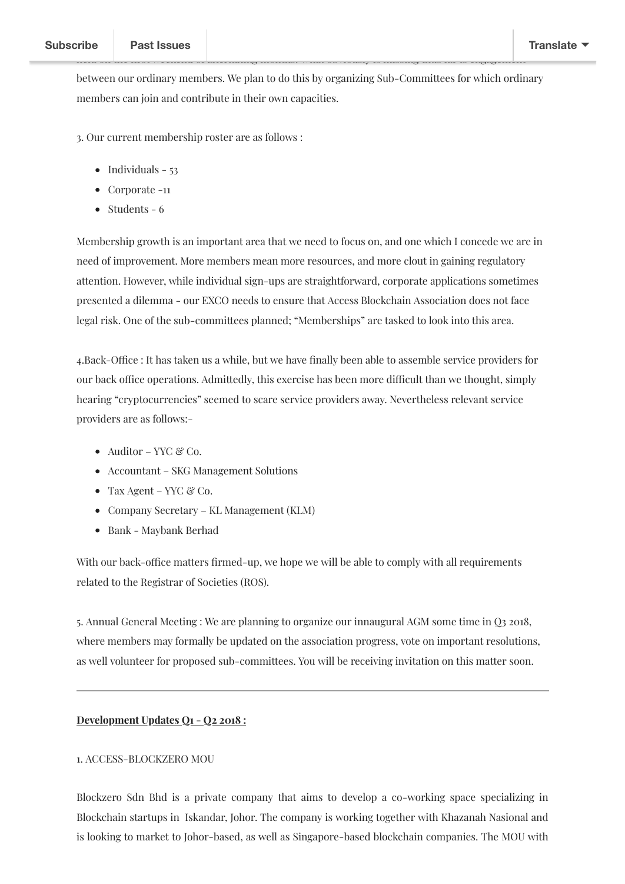between our ordinary members. We plan to do this by organizing Sub-Committees for which ordinary members can join and contribute in their own capacities.

3. Our current membership roster are as follows :

- Individuals - 53
- Corporate -11
- Students - 6

Membership growth is an important area that we need to focus on, and one which I concede we are in need of improvement. More members mean more resources, and more clout in gaining regulatory attention. However, while individual sign-ups are straightforward, corporate applications sometimes presented a dilemma - our EXCO needs to ensure that Access Blockchain Association does not face legal risk. One of the sub-committees planned; "Memberships" are tasked to look into this area.

4.Back-Office : It has taken us a while, but we have finally been able to assemble service providers for our back office operations. Admittedly, this exercise has been more difficult than we thought, simply hearing "cryptocurrencies" seemed to scare service providers away. Nevertheless relevant service providers are as follows:-

- Auditor – YYC & Co.
- Accountant – SKG Management Solutions
- Tax Agent – YYC & Co.
- Company Secretary – KL Management (KLM)
- Bank - Maybank Berhad

With our back-office matters firmed-up, we hope we will be able to comply with all requirements related to the Registrar of Societies (ROS).

5. Annual General Meeting : We are planning to organize our innaugural AGM some time in Q3 2018, where members may formally be updated on the association progress, vote on important resolutions, as well volunteer for proposed sub-committees. You will be receiving invitation on this matter soon.

---

**Development Updates Q1 - Q2 2018 :**

1. ACCESS-BLOCKZERO MOU

Blockzero Sdn Bhd is a private company that aims to develop a co-working space specializing in Blockchain startups in Iskandar, Johor. The company is working together with Khazanah Nasional and is looking to market to Johor-based, as well as Singapore-based blockchain companies. The MOU with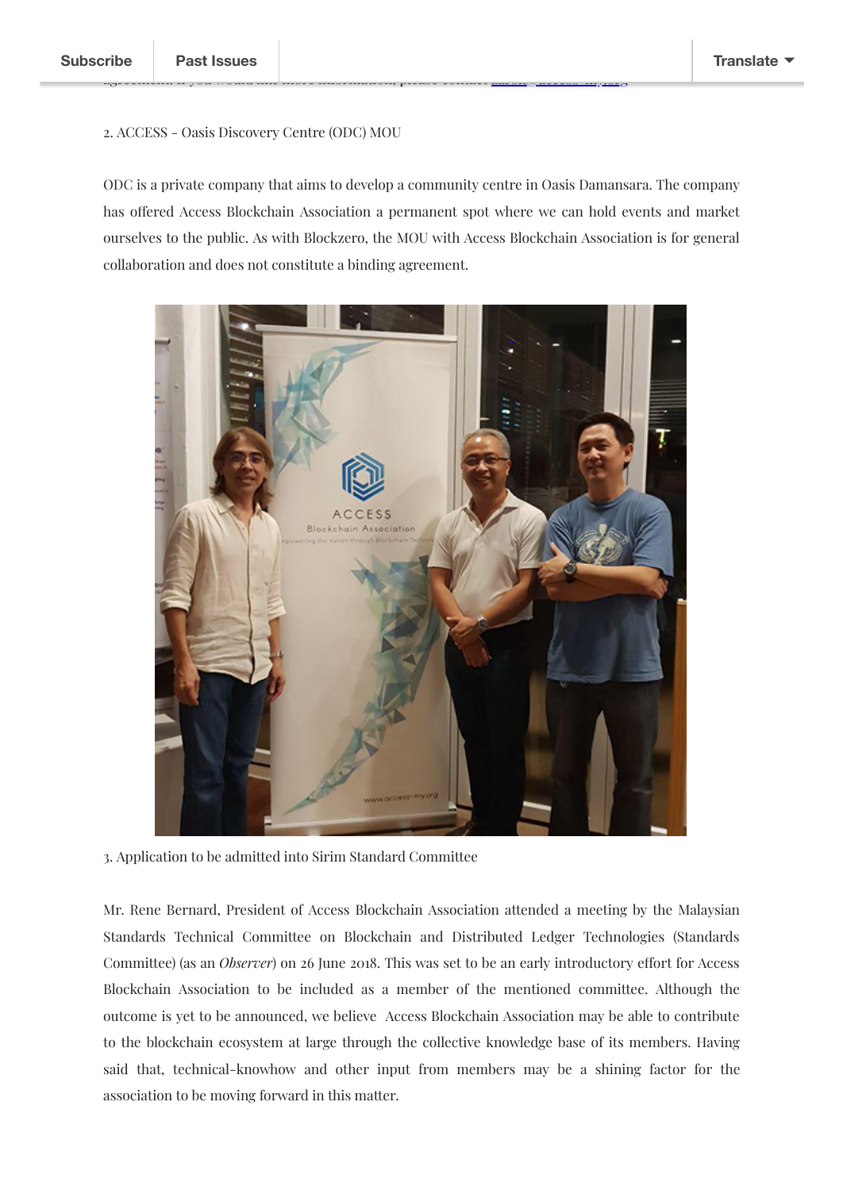2. ACCESS - Oasis Discovery Centre (ODC) MOU

ODC is a private company that aims to develop a community centre in Oasis Damansara. The company has offered Access Blockchain Association a permanent spot where we can hold events and market ourselves to the public. As with Blockzero, the MOU with Access Blockchain Association is for general collaboration and does not constitute a binding agreement.

3. Application to be admitted into Sirim Standard Committee

Mr. Rene Bernard, President of Access Blockchain Association attended a meeting by the Malaysian Standards Technical Committee on Blockchain and Distributed Ledger Technologies (Standards Committee) (as an *Observer*) on 26 June 2018. This was set to be an early introductory effort for Access Blockchain Association to be included as a member of the mentioned committee. Although the outcome is yet to be announced, we believe Access Blockchain Association may be able to contribute to the blockchain ecosystem at large through the collective knowledge base of its members. Having said that, technical-knowhow and other input from members may be a shining factor for the association to be moving forward in this matter.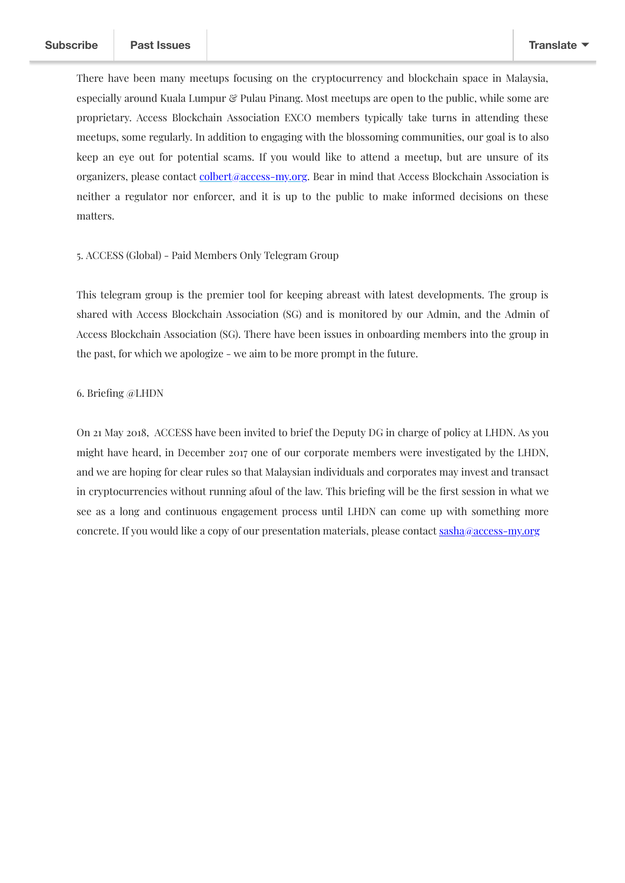There have been many meetups focusing on the cryptocurrency and blockchain space in Malaysia, especially around Kuala Lumpur & Pulau Pinang. Most meetups are open to the public, while some are proprietary. Access Blockchain Association EXCO members typically take turns in attending these meetups, some regularly. In addition to engaging with the blossoming communities, our goal is to also keep an eye out for potential scams. If you would like to attend a meetup, but are unsure of its organizers, please contact colbert@access-my.org. Bear in mind that Access Blockchain Association is neither a regulator nor enforcer, and it is up to the public to make informed decisions on these matters.

5. ACCESS (Global) - Paid Members Only Telegram Group

This telegram group is the premier tool for keeping abreast with latest developments. The group is shared with Access Blockchain Association (SG) and is monitored by our Admin, and the Admin of Access Blockchain Association (SG). There have been issues in onboarding members into the group in the past, for which we apologize - we aim to be more prompt in the future.

6. Briefing @LHDN

On 21 May 2018, ACCESS have been invited to brief the Deputy DG in charge of policy at LHDN. As you might have heard, in December 2017 one of our corporate members were investigated by the LHDN, and we are hoping for clear rules so that Malaysian individuals and corporates may invest and transact in cryptocurrencies without running afoul of the law. This briefing will be the first session in what we see as a long and continuous engagement process until LHDN can come up with something more concrete. If you would like a copy of our presentation materials, please contact sasha@access-my.org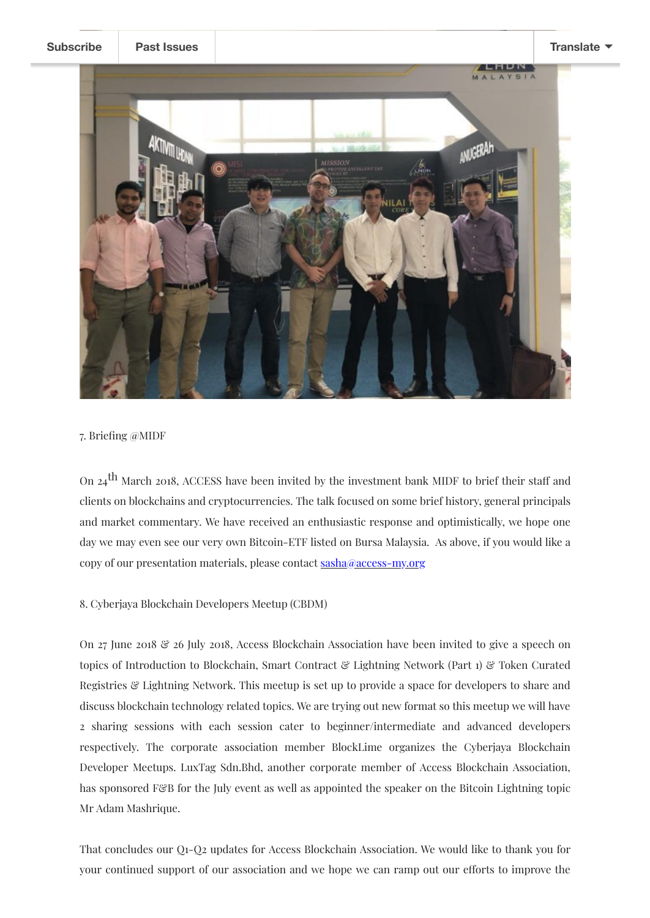7. Briefing @MIDF

On 24th March 2018, ACCESS have been invited by the investment bank MIDF to brief their staff and clients on blockchains and cryptocurrencies. The talk focused on some brief history, general principals and market commentary. We have received an enthusiastic response and optimistically, we hope one day we may even see our very own Bitcoin-ETF listed on Bursa Malaysia. As above, if you would like a copy of our presentation materials, please contact sasha@access-my.org

8. Cyberjaya Blockchain Developers Meetup (CBDM)

On 27 June 2018 & 26 July 2018, Access Blockchain Association have been invited to give a speech on topics of Introduction to Blockchain, Smart Contract & Lightning Network (Part 1) & Token Curated Registries & Lightning Network. This meetup is set up to provide a space for developers to share and discuss blockchain technology related topics. We are trying out new format so this meetup we will have 2 sharing sessions with each session cater to beginner/intermediate and advanced developers respectively. The corporate association member BlockLime organizes the Cyberjaya Blockchain Developer Meetups. LuxTag Sdn.Bhd, another corporate member of Access Blockchain Association, has sponsored F&B for the July event as well as appointed the speaker on the Bitcoin Lightning topic Mr Adam Mashrique.

That concludes our Q1-Q2 updates for Access Blockchain Association. We would like to thank you for your continued support of our association and we hope we can ramp out our efforts to improve the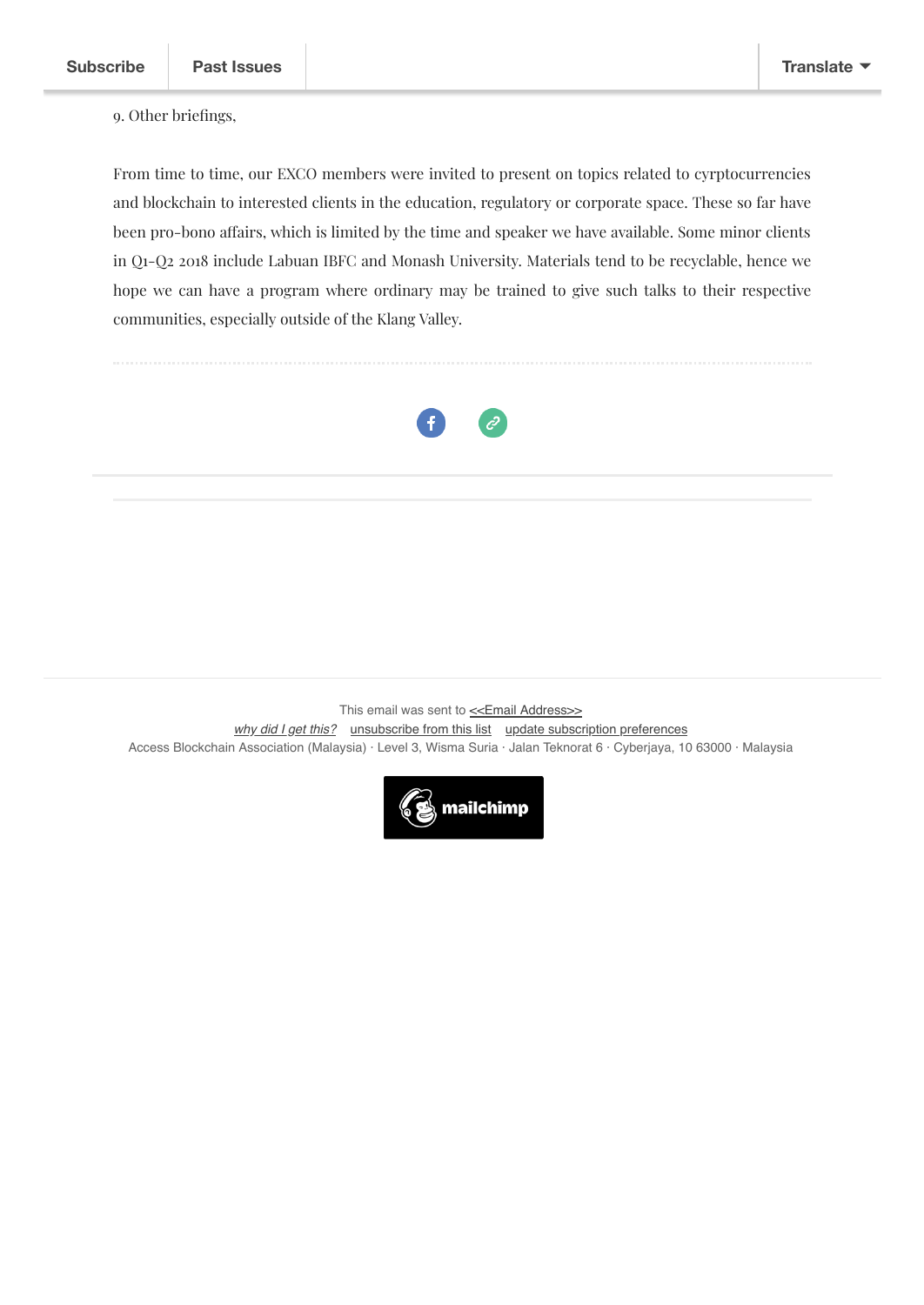Subscribe | Past Issues | Translate

9. Other briefings,

From time to time, our EXCO members were invited to present on topics related to cyrptocurrencies and blockchain to interested clients in the education, regulatory or corporate space. These so far have been pro-bono affairs, which is limited by the time and speaker we have available. Some minor clients in Q1-Q2 2018 include Labuan IBFC and Monash University. Materials tend to be recyclable, hence we hope we can have a program where ordinary may be trained to give such talks to their respective communities, especially outside of the Klang Valley.

This email was sent to <<Email Address>>

*why did I get this?* unsubscribe from this list update subscription preferences

Access Blockchain Association (Malaysia) · Level 3, Wisma Suria · Jalan Teknorat 6 · Cyberjaya, 10 63000 · Malaysia

mailchimp